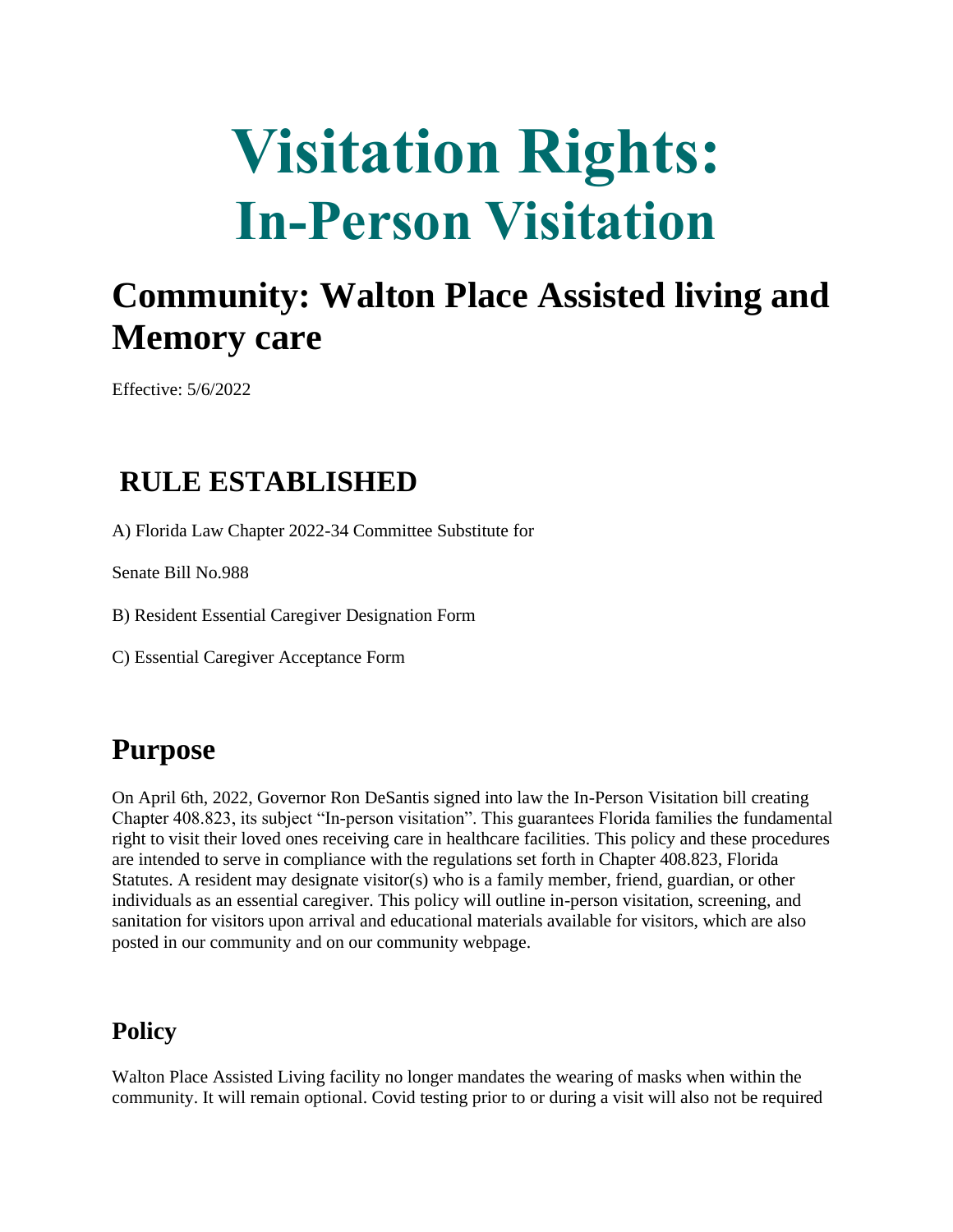# Visitation Rights: In-Person Visitation

## Community: Walton Place Assisted living and Memory care

Effective: 5/6/2022

## RULE ESTABLISHED

A) Florida Law Chapter 2022-34 Committee Substitute for

Senate Bill No.988

B) Resident Essential Caregiver Designation Form

C) Essential Caregiver Acceptance Form

## Purpose

On April 6th, 2022, Governor Ron DeSantis signed into law the In-Person Visitation bill creating Chapter 408.823, its subject "In-person visitation". This guarantees Florida families the fundamental right to visit their loved ones receiving care in healthcare facilities. This policy and these procedures are intended to serve in compliance with the regulations set forth in Chapter 408.823, Florida Statutes. A resident may designate visitor(s) who is a family member, friend, guardian, or other individuals as an essential caregiver. This policy will outline in-person visitation, screening, and sanitation for visitors upon arrival and educational materials available for visitors, which are also posted in our community and on our community webpage.

### Policy

Walton Place Assisted Living facility no longer mandates the wearing of masks when within the community. It will remain optional. Covid testing prior to or during a visit will also not be required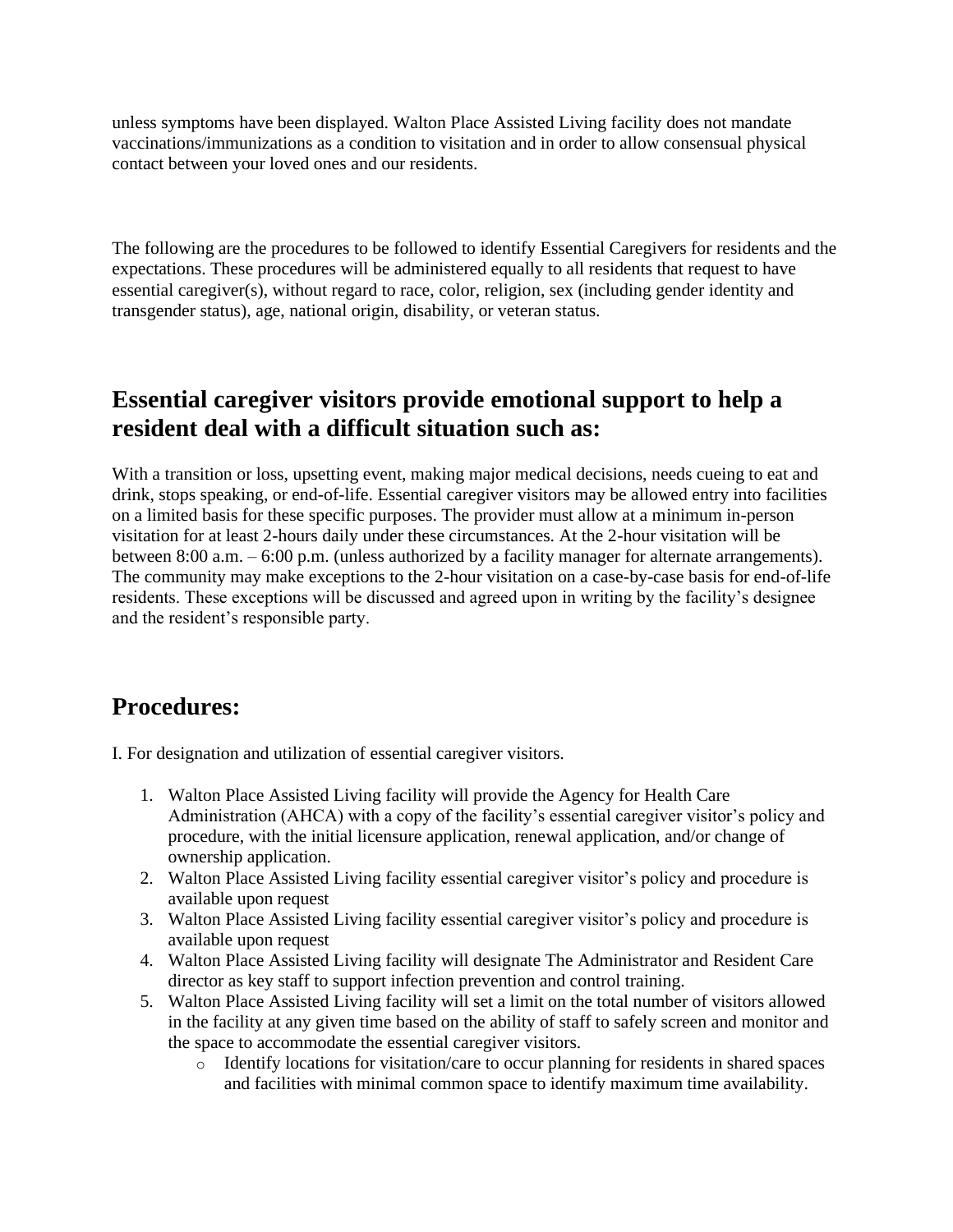unless symptoms have been displayed. Walton Place Assisted Living facility does not mandate vaccinations/immunizations as a condition to visitation and in order to allow consensual physical contact between your loved ones and our residents.

The following are the procedures to be followed to identify Essential Caregivers for residents and the expectations. These procedures will be administered equally to all residents that request to have essential caregiver(s), without regard to race, color, religion, sex (including gender identity and transgender status), age, national origin, disability, or veteran status.

## Essential caregiver visitors provide emotional support to help a resident deal with a difficult situation such as:

With a transition or loss, upsetting event, making major medical decisions, needs cueing to eat and drink, stops speaking, or end-of-life. Essential caregiver visitors may be allowed entry into facilities on a limited basis for these specific purposes. The provider must allow at a minimum in-person visitation for at least 2-hours daily under these circumstances. At the 2-hour visitation will be between 8:00 a.m. – 6:00 p.m. (unless authorized by a facility manager for alternate arrangements). The community may make exceptions to the 2-hour visitation on a case-by-case basis for end-of-life residents. These exceptions will be discussed and agreed upon in writing by the facility's designee and the resident's responsible party.

## Procedures:

I. For designation and utilization of essential caregiver visitors.

1. Walton Place Assisted Living facility will provide the Agency for Health Care Administration (AHCA) with a copy of the facility's essential caregiver visitor's policy and procedure, with the initial licensure application, renewal application, and/or change of ownership application.
2. Walton Place Assisted Living facility essential caregiver visitor's policy and procedure is available upon request
3. Walton Place Assisted Living facility essential caregiver visitor's policy and procedure is available upon request
4. Walton Place Assisted Living facility will designate The Administrator and Resident Care director as key staff to support infection prevention and control training.
5. Walton Place Assisted Living facility will set a limit on the total number of visitors allowed in the facility at any given time based on the ability of staff to safely screen and monitor and the space to accommodate the essential caregiver visitors.
    - Identify locations for visitation/care to occur planning for residents in shared spaces and facilities with minimal common space to identify maximum time availability.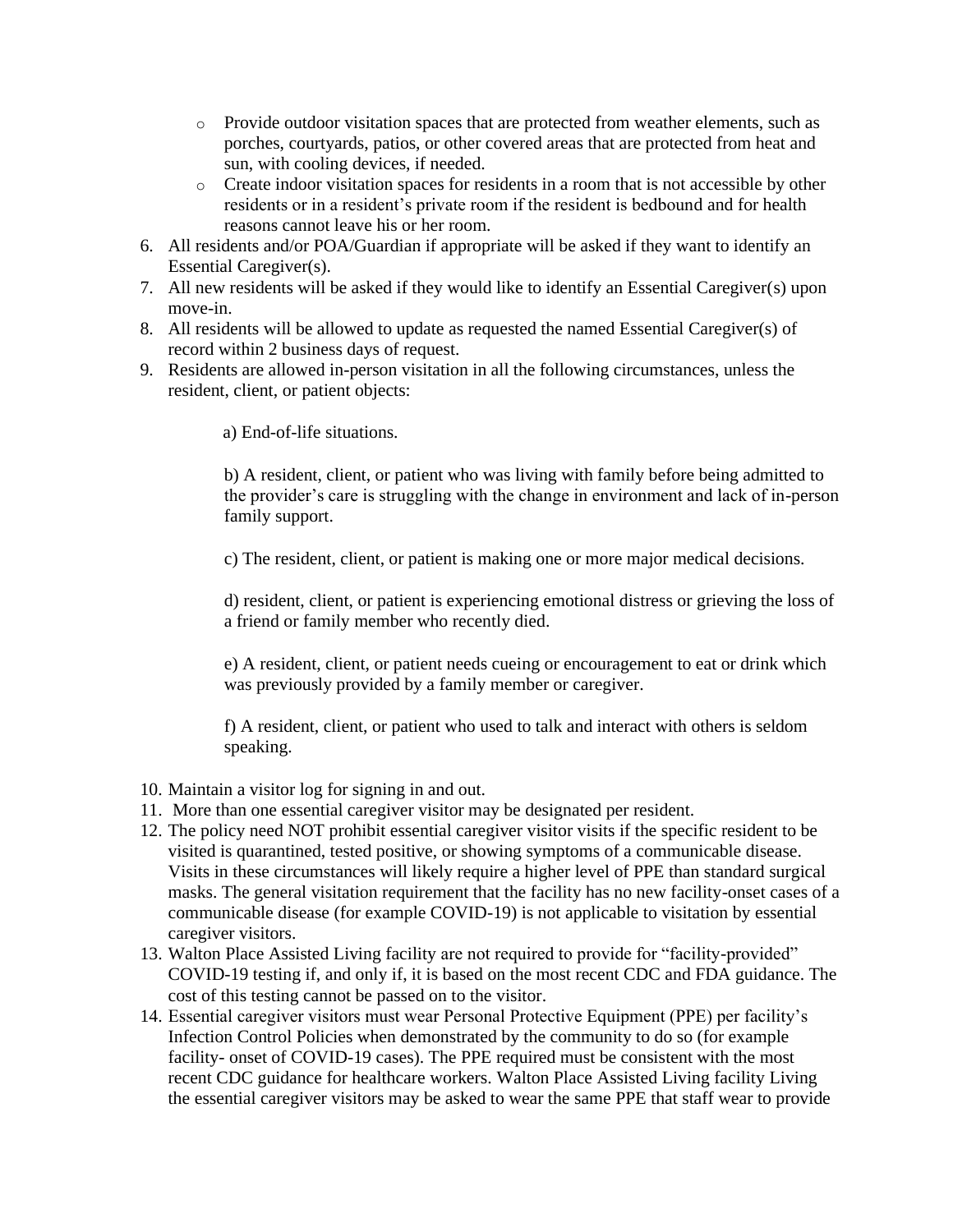- Provide outdoor visitation spaces that are protected from weather elements, such as porches, courtyards, patios, or other covered areas that are protected from heat and sun, with cooling devices, if needed.
  - Create indoor visitation spaces for residents in a room that is not accessible by other residents or in a resident's private room if the resident is bedbound and for health reasons cannot leave his or her room.

6. All residents and/or POA/Guardian if appropriate will be asked if they want to identify an Essential Caregiver(s).
7. All new residents will be asked if they would like to identify an Essential Caregiver(s) upon move-in.
8. All residents will be allowed to update as requested the named Essential Caregiver(s) of record within 2 business days of request.
9. Residents are allowed in-person visitation in all the following circumstances, unless the resident, client, or patient objects:

   a) End-of-life situations.

   b) A resident, client, or patient who was living with family before being admitted to the provider's care is struggling with the change in environment and lack of in-person family support.

   c) The resident, client, or patient is making one or more major medical decisions.

   d) resident, client, or patient is experiencing emotional distress or grieving the loss of a friend or family member who recently died.

   e) A resident, client, or patient needs cueing or encouragement to eat or drink which was previously provided by a family member or caregiver.

   f) A resident, client, or patient who used to talk and interact with others is seldom speaking.

10. Maintain a visitor log for signing in and out.
11. More than one essential caregiver visitor may be designated per resident.
12. The policy need NOT prohibit essential caregiver visitor visits if the specific resident to be visited is quarantined, tested positive, or showing symptoms of a communicable disease. Visits in these circumstances will likely require a higher level of PPE than standard surgical masks. The general visitation requirement that the facility has no new facility-onset cases of a communicable disease (for example COVID-19) is not applicable to visitation by essential caregiver visitors.
13. Walton Place Assisted Living facility are not required to provide for "facility-provided" COVID-19 testing if, and only if, it is based on the most recent CDC and FDA guidance. The cost of this testing cannot be passed on to the visitor.
14. Essential caregiver visitors must wear Personal Protective Equipment (PPE) per facility's Infection Control Policies when demonstrated by the community to do so (for example facility- onset of COVID-19 cases). The PPE required must be consistent with the most recent CDC guidance for healthcare workers. Walton Place Assisted Living facility Living the essential caregiver visitors may be asked to wear the same PPE that staff wear to provide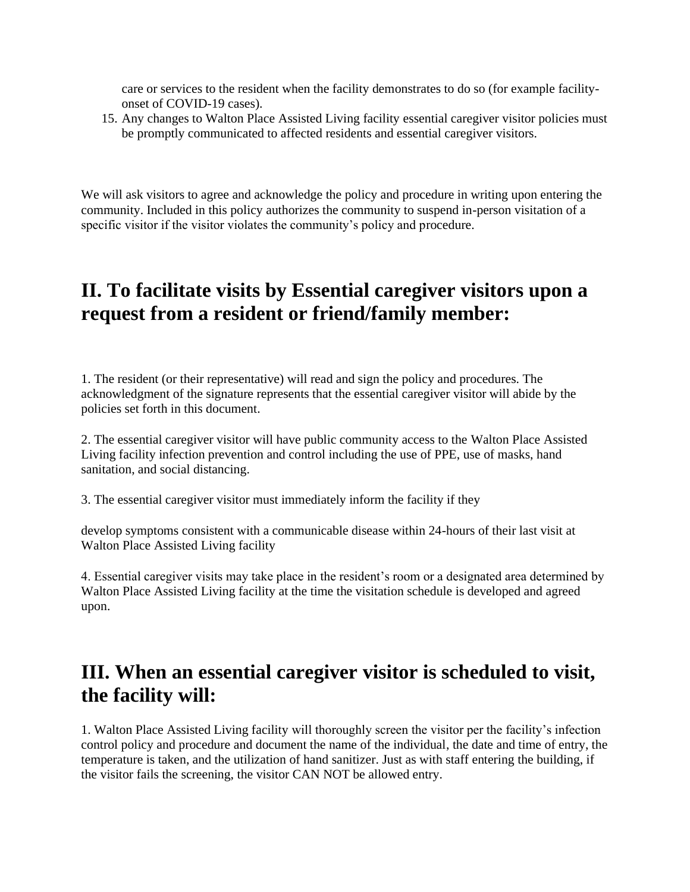care or services to the resident when the facility demonstrates to do so (for example facility-onset of COVID-19 cases).

15. Any changes to Walton Place Assisted Living facility essential caregiver visitor policies must be promptly communicated to affected residents and essential caregiver visitors.

We will ask visitors to agree and acknowledge the policy and procedure in writing upon entering the community. Included in this policy authorizes the community to suspend in-person visitation of a specific visitor if the visitor violates the community's policy and procedure.

## II. To facilitate visits by Essential caregiver visitors upon a request from a resident or friend/family member:

1. The resident (or their representative) will read and sign the policy and procedures. The acknowledgment of the signature represents that the essential caregiver visitor will abide by the policies set forth in this document.

2. The essential caregiver visitor will have public community access to the Walton Place Assisted Living facility infection prevention and control including the use of PPE, use of masks, hand sanitation, and social distancing.

3. The essential caregiver visitor must immediately inform the facility if they

develop symptoms consistent with a communicable disease within 24-hours of their last visit at Walton Place Assisted Living facility

4. Essential caregiver visits may take place in the resident's room or a designated area determined by Walton Place Assisted Living facility at the time the visitation schedule is developed and agreed upon.

## III. When an essential caregiver visitor is scheduled to visit, the facility will:

1. Walton Place Assisted Living facility will thoroughly screen the visitor per the facility's infection control policy and procedure and document the name of the individual, the date and time of entry, the temperature is taken, and the utilization of hand sanitizer. Just as with staff entering the building, if the visitor fails the screening, the visitor CAN NOT be allowed entry.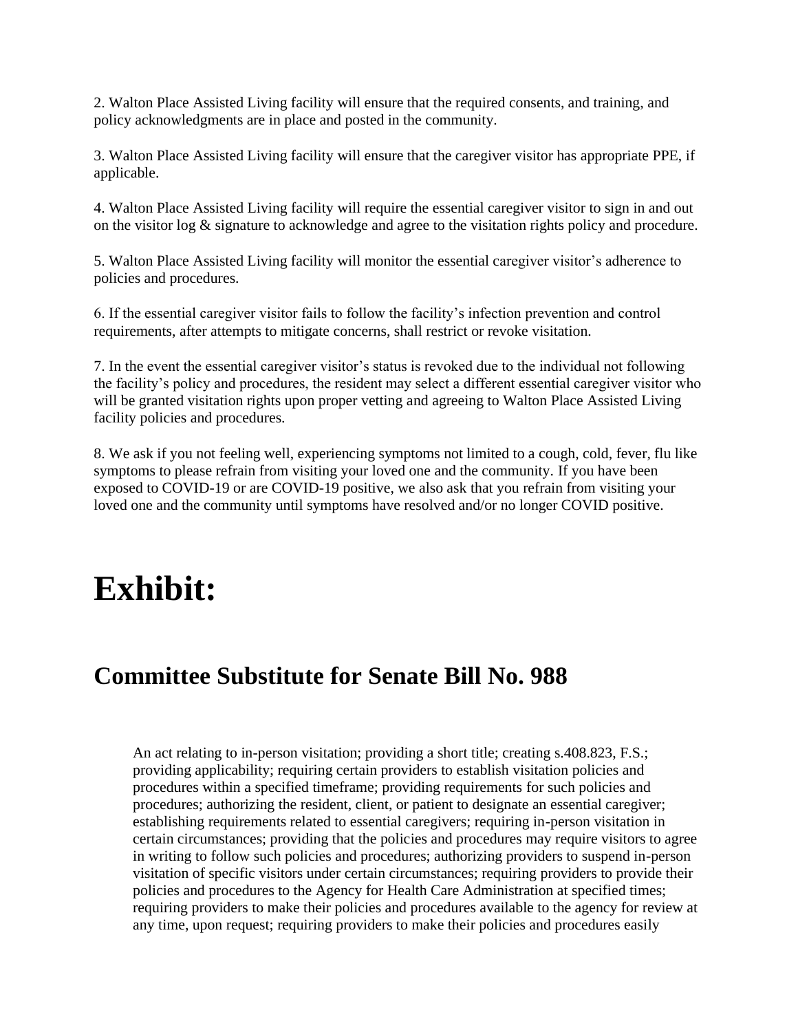2. Walton Place Assisted Living facility will ensure that the required consents, and training, and policy acknowledgments are in place and posted in the community.

3. Walton Place Assisted Living facility will ensure that the caregiver visitor has appropriate PPE, if applicable.

4. Walton Place Assisted Living facility will require the essential caregiver visitor to sign in and out on the visitor log & signature to acknowledge and agree to the visitation rights policy and procedure.

5. Walton Place Assisted Living facility will monitor the essential caregiver visitor's adherence to policies and procedures.

6. If the essential caregiver visitor fails to follow the facility's infection prevention and control requirements, after attempts to mitigate concerns, shall restrict or revoke visitation.

7. In the event the essential caregiver visitor's status is revoked due to the individual not following the facility's policy and procedures, the resident may select a different essential caregiver visitor who will be granted visitation rights upon proper vetting and agreeing to Walton Place Assisted Living facility policies and procedures.

8. We ask if you not feeling well, experiencing symptoms not limited to a cough, cold, fever, flu like symptoms to please refrain from visiting your loved one and the community. If you have been exposed to COVID-19 or are COVID-19 positive, we also ask that you refrain from visiting your loved one and the community until symptoms have resolved and/or no longer COVID positive.

# Exhibit:

## Committee Substitute for Senate Bill No. 988

> An act relating to in-person visitation; providing a short title; creating s.408.823, F.S.; providing applicability; requiring certain providers to establish visitation policies and procedures within a specified timeframe; providing requirements for such policies and procedures; authorizing the resident, client, or patient to designate an essential caregiver; establishing requirements related to essential caregivers; requiring in-person visitation in certain circumstances; providing that the policies and procedures may require visitors to agree in writing to follow such policies and procedures; authorizing providers to suspend in-person visitation of specific visitors under certain circumstances; requiring providers to provide their policies and procedures to the Agency for Health Care Administration at specified times; requiring providers to make their policies and procedures available to the agency for review at any time, upon request; requiring providers to make their policies and procedures easily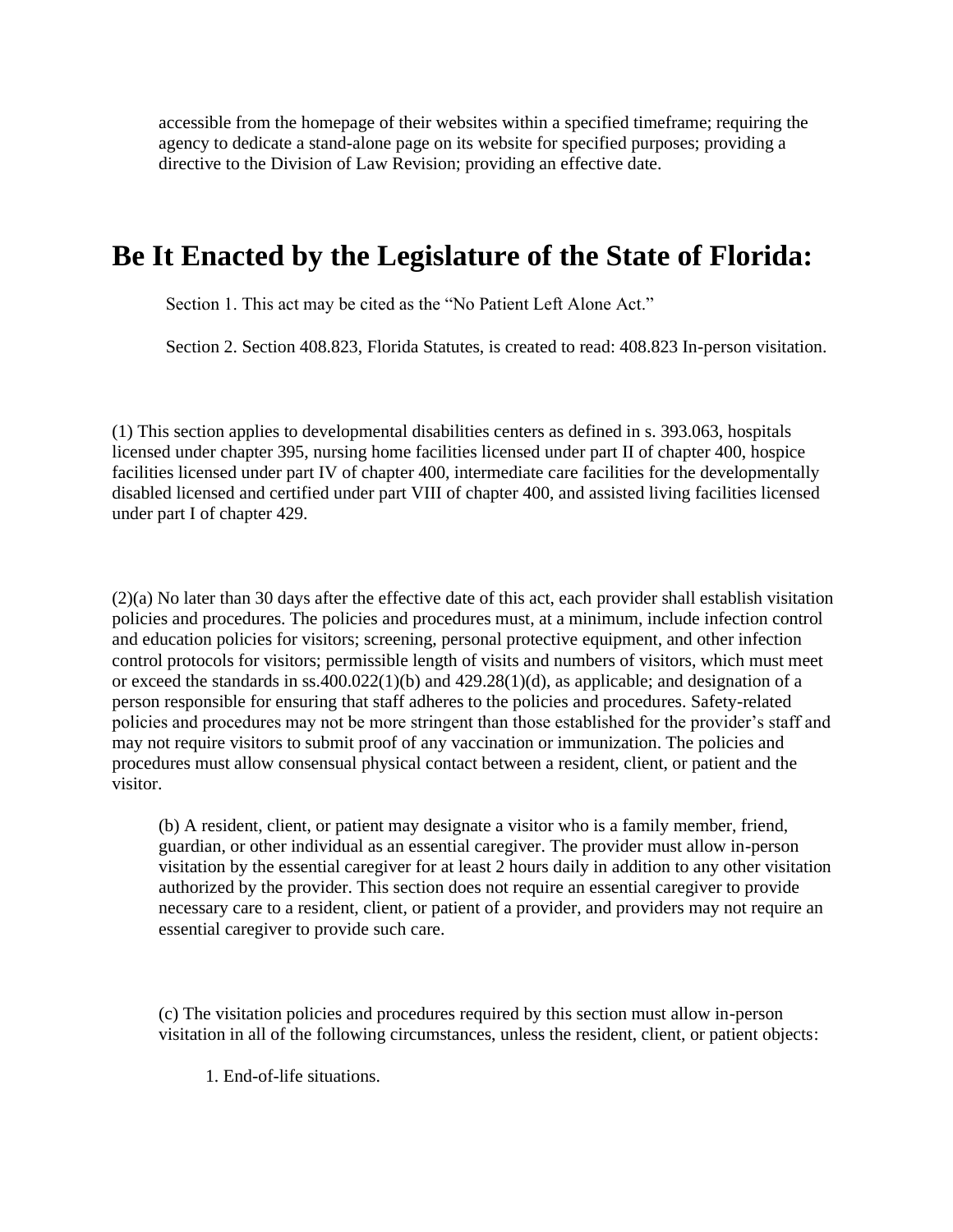accessible from the homepage of their websites within a specified timeframe; requiring the agency to dedicate a stand-alone page on its website for specified purposes; providing a directive to the Division of Law Revision; providing an effective date.

# Be It Enacted by the Legislature of the State of Florida:

Section 1. This act may be cited as the "No Patient Left Alone Act."

Section 2. Section 408.823, Florida Statutes, is created to read: 408.823 In-person visitation.

(1) This section applies to developmental disabilities centers as defined in s. 393.063, hospitals licensed under chapter 395, nursing home facilities licensed under part II of chapter 400, hospice facilities licensed under part IV of chapter 400, intermediate care facilities for the developmentally disabled licensed and certified under part VIII of chapter 400, and assisted living facilities licensed under part I of chapter 429.

(2)(a) No later than 30 days after the effective date of this act, each provider shall establish visitation policies and procedures. The policies and procedures must, at a minimum, include infection control and education policies for visitors; screening, personal protective equipment, and other infection control protocols for visitors; permissible length of visits and numbers of visitors, which must meet or exceed the standards in ss.400.022(1)(b) and 429.28(1)(d), as applicable; and designation of a person responsible for ensuring that staff adheres to the policies and procedures. Safety-related policies and procedures may not be more stringent than those established for the provider's staff and may not require visitors to submit proof of any vaccination or immunization. The policies and procedures must allow consensual physical contact between a resident, client, or patient and the visitor.

(b) A resident, client, or patient may designate a visitor who is a family member, friend, guardian, or other individual as an essential caregiver. The provider must allow in-person visitation by the essential caregiver for at least 2 hours daily in addition to any other visitation authorized by the provider. This section does not require an essential caregiver to provide necessary care to a resident, client, or patient of a provider, and providers may not require an essential caregiver to provide such care.

(c) The visitation policies and procedures required by this section must allow in-person visitation in all of the following circumstances, unless the resident, client, or patient objects:

1. End-of-life situations.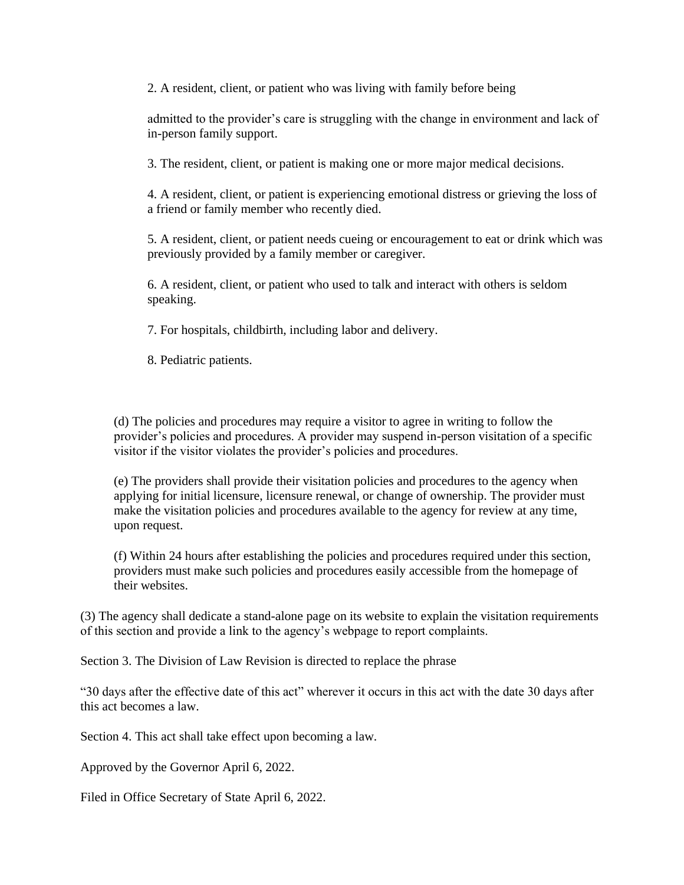2. A resident, client, or patient who was living with family before being admitted to the provider's care is struggling with the change in environment and lack of in-person family support.

3. The resident, client, or patient is making one or more major medical decisions.

4. A resident, client, or patient is experiencing emotional distress or grieving the loss of a friend or family member who recently died.

5. A resident, client, or patient needs cueing or encouragement to eat or drink which was previously provided by a family member or caregiver.

6. A resident, client, or patient who used to talk and interact with others is seldom speaking.

7. For hospitals, childbirth, including labor and delivery.

8. Pediatric patients.

(d) The policies and procedures may require a visitor to agree in writing to follow the provider's policies and procedures. A provider may suspend in-person visitation of a specific visitor if the visitor violates the provider's policies and procedures.

(e) The providers shall provide their visitation policies and procedures to the agency when applying for initial licensure, licensure renewal, or change of ownership. The provider must make the visitation policies and procedures available to the agency for review at any time, upon request.

(f) Within 24 hours after establishing the policies and procedures required under this section, providers must make such policies and procedures easily accessible from the homepage of their websites.

(3) The agency shall dedicate a stand-alone page on its website to explain the visitation requirements of this section and provide a link to the agency's webpage to report complaints.

Section 3. The Division of Law Revision is directed to replace the phrase "30 days after the effective date of this act" wherever it occurs in this act with the date 30 days after this act becomes a law.

Section 4. This act shall take effect upon becoming a law.

Approved by the Governor April 6, 2022.

Filed in Office Secretary of State April 6, 2022.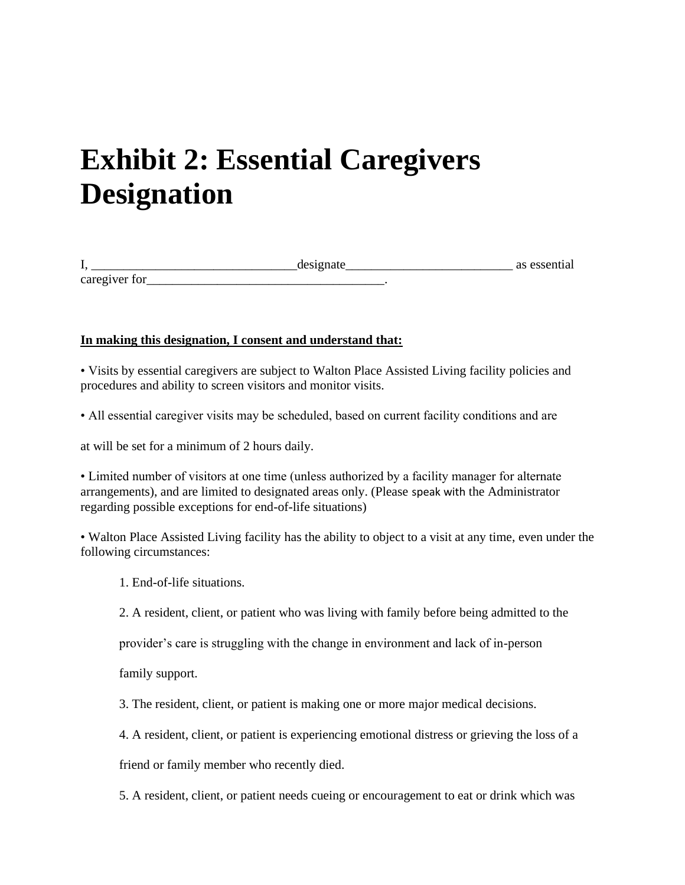# Exhibit 2: Essential Caregivers Designation

I, ________________________________designate__________________________ as essential caregiver for_____________________________________.

**In making this designation, I consent and understand that:**

• Visits by essential caregivers are subject to Walton Place Assisted Living facility policies and procedures and ability to screen visitors and monitor visits.

• All essential caregiver visits may be scheduled, based on current facility conditions and are

at will be set for a minimum of 2 hours daily.

• Limited number of visitors at one time (unless authorized by a facility manager for alternate arrangements), and are limited to designated areas only. (Please speak with the Administrator regarding possible exceptions for end-of-life situations)

• Walton Place Assisted Living facility has the ability to object to a visit at any time, even under the following circumstances:

1. End-of-life situations.

2. A resident, client, or patient who was living with family before being admitted to the provider's care is struggling with the change in environment and lack of in-person family support.

3. The resident, client, or patient is making one or more major medical decisions.

4. A resident, client, or patient is experiencing emotional distress or grieving the loss of a friend or family member who recently died.

5. A resident, client, or patient needs cueing or encouragement to eat or drink which was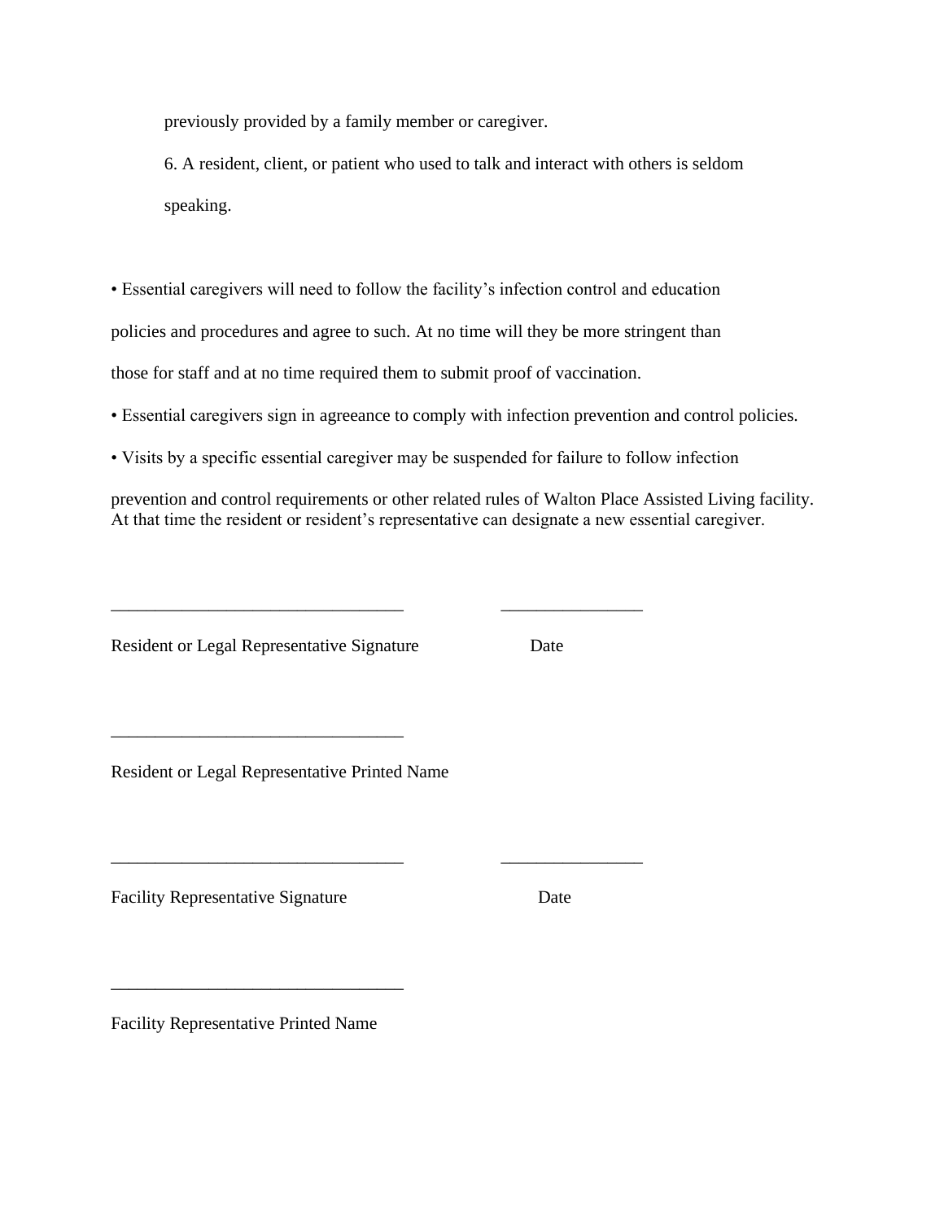previously provided by a family member or caregiver.

6. A resident, client, or patient who used to talk and interact with others is seldom speaking.

- Essential caregivers will need to follow the facility's infection control and education policies and procedures and agree to such. At no time will they be more stringent than those for staff and at no time required them to submit proof of vaccination.
- Essential caregivers sign in agreeance to comply with infection prevention and control policies.
- Visits by a specific essential caregiver may be suspended for failure to follow infection prevention and control requirements or other related rules of Walton Place Assisted Living facility. At that time the resident or resident's representative can designate a new essential caregiver.

________________________________ ________________

Resident or Legal Representative Signature Date

________________________________

Resident or Legal Representative Printed Name

________________________________ ________________

Facility Representative Signature Date

________________________________

Facility Representative Printed Name